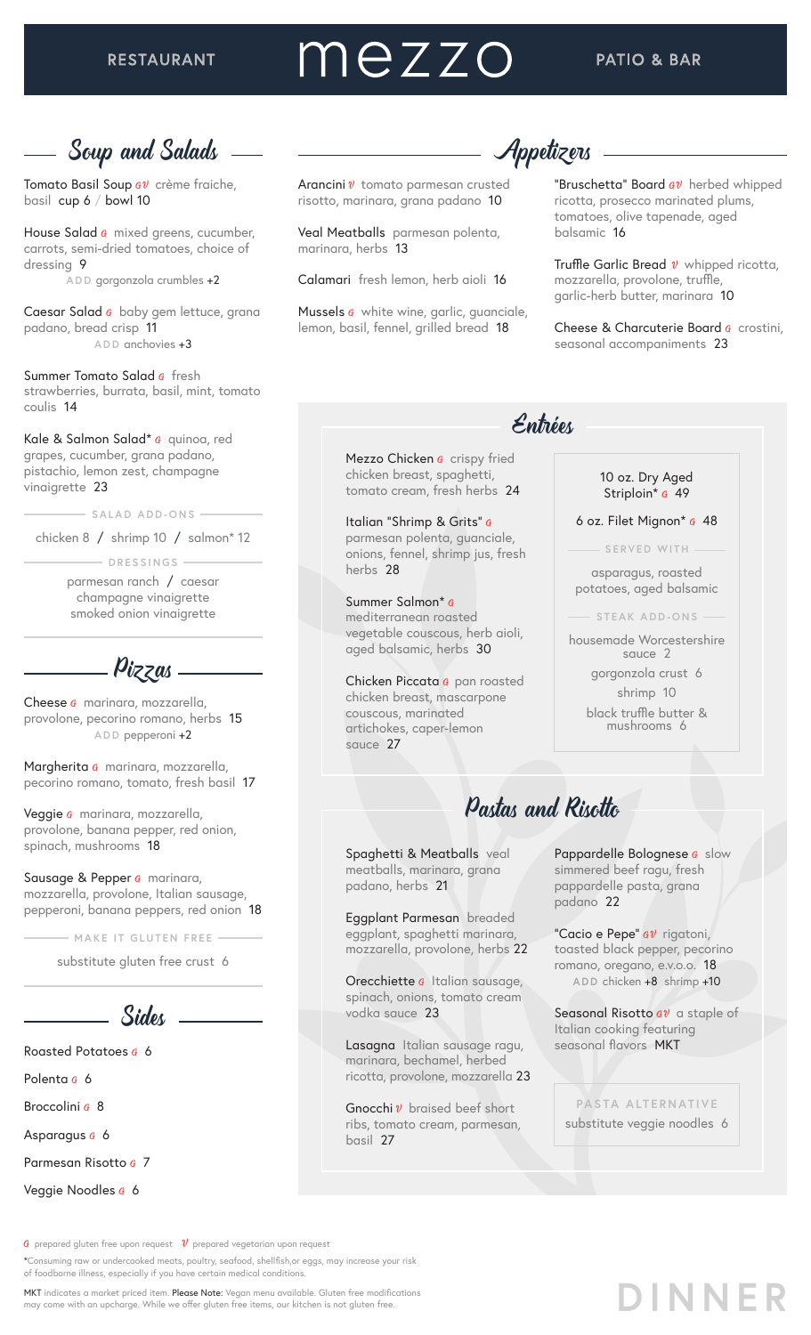RESTAURANT

# mezzo

PATIO & BAR

## Soup and Salads

Tomato Basil Soup *gv* crème fraiche, basil cup 6 / bowl 10

House Salad *g* mixed greens, cucumber, carrots, semi-dried tomatoes, choice of dressing 9
ADD gorgonzola crumbles +2

Caesar Salad *g* baby gem lettuce, grana padano, bread crisp 11
ADD anchovies +3

Summer Tomato Salad *g* fresh strawberries, burrata, basil, mint, tomato coulis 14

Kale & Salmon Salad* *g* quinoa, red grapes, cucumber, grana padano, pistachio, lemon zest, champagne vinaigrette 23

### SALAD ADD-ONS

chicken 8 / shrimp 10 / salmon* 12

### DRESSINGS

parmesan ranch / caesar
champagne vinaigrette
smoked onion vinaigrette

## Pizzas

Cheese *g* marinara, mozzarella, provolone, pecorino romano, herbs 15
ADD pepperoni +2

Margherita *g* marinara, mozzarella, pecorino romano, tomato, fresh basil 17

Veggie *g* marinara, mozzarella, provolone, banana pepper, red onion, spinach, mushrooms 18

Sausage & Pepper *g* marinara, mozzarella, provolone, Italian sausage, pepperoni, banana peppers, red onion 18

### MAKE IT GLUTEN FREE

substitute gluten free crust 6

## Sides

Roasted Potatoes *g* 6

Polenta *g* 6

Broccolini *g* 8

Asparagus *g* 6

Parmesan Risotto *g* 7

Veggie Noodles *g* 6

## Appetizers

Arancini *v* tomato parmesan crusted risotto, marinara, grana padano 10

Veal Meatballs parmesan polenta, marinara, herbs 13

Calamari fresh lemon, herb aioli 16

Mussels *g* white wine, garlic, guanciale, lemon, basil, fennel, grilled bread 18

"Bruschetta" Board *gv* herbed whipped ricotta, prosecco marinated plums, tomatoes, olive tapenade, aged balsamic 16

Truffle Garlic Bread *v* whipped ricotta, mozzarella, provolone, truffle, garlic-herb butter, marinara 10

Cheese & Charcuterie Board *g* crostini, seasonal accompaniments 23

## Entrées

Mezzo Chicken *g* crispy fried chicken breast, spaghetti, tomato cream, fresh herbs 24

Italian "Shrimp & Grits" *g* parmesan polenta, guanciale, onions, fennel, shrimp jus, fresh herbs 28

Summer Salmon* *g* mediterranean roasted vegetable couscous, herb aioli, aged balsamic, herbs 30

Chicken Piccata *g* pan roasted chicken breast, mascarpone couscous, marinated artichokes, caper-lemon sauce 27

10 oz. Dry Aged Striploin* *g* 49

6 oz. Filet Mignon* *g* 48

### SERVED WITH

asparagus, roasted potatoes, aged balsamic

### STEAK ADD-ONS

housemade Worcestershire sauce 2

gorgonzola crust 6

shrimp 10

black truffle butter & mushrooms 6

## Pastas and Risotto

Spaghetti & Meatballs veal meatballs, marinara, grana padano, herbs 21

Eggplant Parmesan breaded eggplant, spaghetti marinara, mozzarella, provolone, herbs 22

Orecchiette *g* Italian sausage, spinach, onions, tomato cream vodka sauce 23

Lasagna Italian sausage ragu, marinara, bechamel, herbed ricotta, provolone, mozzarella 23

Gnocchi *v* braised beef short ribs, tomato cream, parmesan, basil 27

Pappardelle Bolognese *g* slow simmered beef ragu, fresh pappardelle pasta, grana padano 22

"Cacio e Pepe" *gv* rigatoni, toasted black pepper, pecorino romano, oregano, e.v.o.o. 18
ADD chicken +8 shrimp +10

Seasonal Risotto *gv* a staple of Italian cooking featuring seasonal flavors MKT

### PASTA ALTERNATIVE

substitute veggie noodles 6

*g* prepared gluten free upon request *v* prepared vegetarian upon request

*Consuming raw or undercooked meats, poultry, seafood, shellfish,or eggs, may increase your risk of foodborne illness, especially if you have certain medical conditions.

MKT indicates a market priced item. **Please Note:** Vegan menu available. Gluten free modifications may come with an upcharge. While we offer gluten free items, our kitchen is not gluten free.

DINNER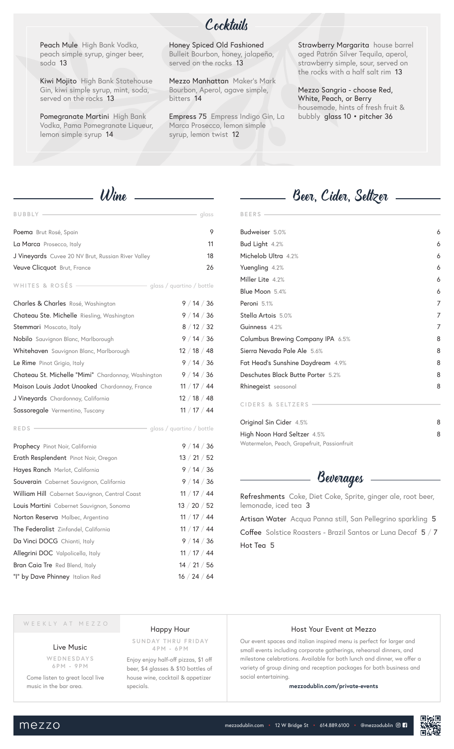# Cocktails

**Peach Mule** High Bank Vodka, peach simple syrup, ginger beer, soda 13

**Kiwi Mojito** High Bank Statehouse Gin, kiwi simple syrup, mint, soda, served on the rocks 13

**Pomegranate Martini** High Bank Vodka, Pama Pomegranate Liqueur, lemon simple syrup 14

**Honey Spiced Old Fashioned** Bulleit Bourbon, honey, jalapeño, served on the rocks 13

**Mezzo Manhattan** Maker's Mark Bourbon, Aperol, agave simple, bitters 14

**Empress 75** Empress Indigo Gin, La Marca Prosecco, lemon simple syrup, lemon twist 12

**Strawberry Margarita** house barrel aged Patrón Silver Tequila, aperol, strawberry simple, sour, served on the rocks with a half salt rim 13

**Mezzo Sangria - choose Red, White, Peach, or Berry** housemade, hints of fresh fruit & bubbly glass 10 • pitcher 36

# Wine

| BUBBLY | glass |
|---|---|
| Poema Brut Rosé, Spain | 9 |
| La Marca Prosecco, Italy | 11 |
| J Vineyards Cuvee 20 NV Brut, Russian River Valley | 18 |
| Veuve Clicquot Brut, France | 26 |

| WHITES & ROSÉS | glass / quartino / bottle |
|---|---|
| Charles & Charles Rosé, Washington | 9 / 14 / 36 |
| Chateau Ste. Michelle Riesling, Washington | 9 / 14 / 36 |
| Stemmari Moscato, Italy | 8 / 12 / 32 |
| Nobilo Sauvignon Blanc, Marlborough | 9 / 14 / 36 |
| Whitehaven Sauvignon Blanc, Marlborough | 12 / 18 / 48 |
| Le Rime Pinot Grigio, Italy | 9 / 14 / 36 |
| Chateau St. Michelle "Mimi" Chardonnay, Washington | 9 / 14 / 36 |
| Maison Louis Jadot Unoaked Chardonnay, France | 11 / 17 / 44 |
| J Vineyards Chardonnay, California | 12 / 18 / 48 |
| Sassoregale Vermentino, Tuscany | 11 / 17 / 44 |

| REDS | glass / quartino / bottle |
|---|---|
| Prophecy Pinot Noir, California | 9 / 14 / 36 |
| Erath Resplendent Pinot Noir, Oregon | 13 / 21 / 52 |
| Hayes Ranch Merlot, California | 9 / 14 / 36 |
| Souverain Cabernet Sauvignon, California | 9 / 14 / 36 |
| William Hill Cabernet Sauvignon, Central Coast | 11 / 17 / 44 |
| Louis Martini Cabernet Sauvignon, Sonoma | 13 / 20 / 52 |
| Norton Reserva Malbec, Argentina | 11 / 17 / 44 |
| The Federalist Zinfandel, California | 11 / 17 / 44 |
| Da Vinci DOCG Chianti, Italy | 9 / 14 / 36 |
| Allegrini DOC Valpolicella, Italy | 11 / 17 / 44 |
| Bran Caia Tre Red Blend, Italy | 14 / 21 / 56 |
| "I" by Dave Phinney Italian Red | 16 / 24 / 64 |

# Beer, Cider, Seltzer

| BEERS | |
|---|---|
| Budweiser 5.0% | 6 |
| Bud Light 4.2% | 6 |
| Michelob Ultra 4.2% | 6 |
| Yuengling 4.2% | 6 |
| Miller Lite 4.2% | 6 |
| Blue Moon 5.4% | 6 |
| Peroni 5.1% | 7 |
| Stella Artois 5.0% | 7 |
| Guinness 4.2% | 7 |
| Columbus Brewing Company IPA 6.5% | 8 |
| Sierra Nevada Pale Ale 5.6% | 8 |
| Fat Head's Sunshine Daydream 4.9% | 8 |
| Deschutes Black Butte Porter 5.2% | 8 |
| Rhinegeist seasonal | 8 |

| CIDERS & SELTZERS | |
|---|---|
| Original Sin Cider 4.5% | 8 |
| High Noon Hard Seltzer 4.5% <br> Watermelon, Peach, Grapefruit, Passionfruit | 8 |

# Beverages

**Refreshments** Coke, Diet Coke, Sprite, ginger ale, root beer, lemonade, iced tea 3

**Artisan Water** Acqua Panna still, San Pellegrino sparkling 5

**Coffee** Solstice Roasters - Brazil Santos or Luna Decaf 5 / 7

**Hot Tea** 5

## WEEKLY AT MEZZO

### Live Music

WEDNESDAYS 6PM - 9PM

Come listen to great local live music in the bar area.

### Happy Hour

SUNDAY THRU FRIDAY 4PM - 6PM

Enjoy enjoy half-off pizzas, $1 off beer, $4 glasses & $10 bottles of house wine, cocktail & appetizer specials.

### Host Your Event at Mezzo

Our event spaces and italian inspired menu is perfect for larger and small events including corporate gatherings, rehearsal dinners, and milestone celebrations. Available for both lunch and dinner, we offer a variety of group dining and reception packages for both business and social entertaining.

**mezzodublin.com/private-events**

mezzo

mezzodublin.com • 12 W Bridge St • 614.889.6100 • @mezzodublin